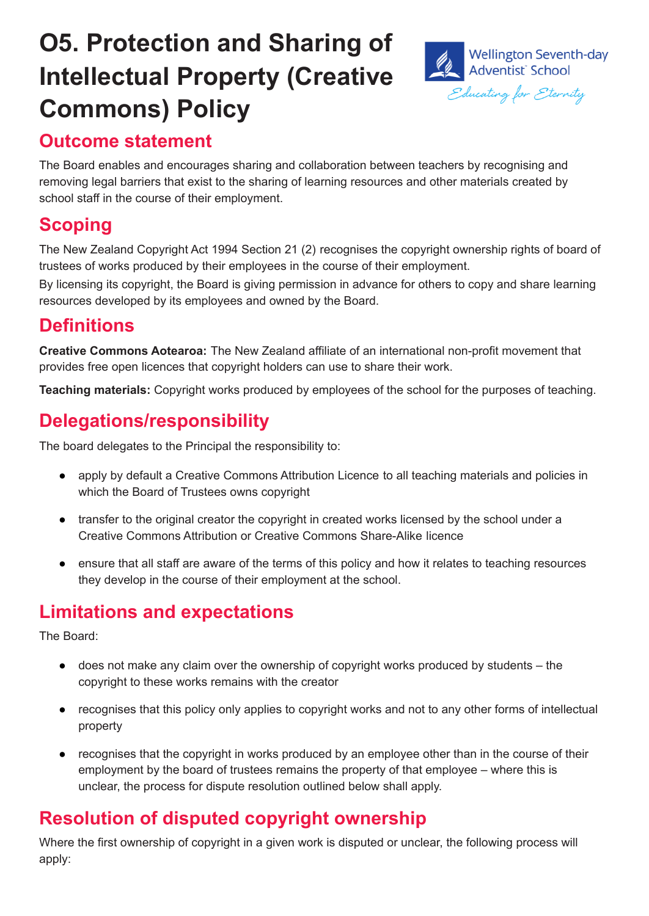# O5. Protection and Sharing of Intellectual Property (Creative Commons) Policy

Wellington Seventh-day Adventist School
*Educating for Eternity*

## Outcome statement

The Board enables and encourages sharing and collaboration between teachers by recognising and removing legal barriers that exist to the sharing of learning resources and other materials created by school staff in the course of their employment.

## Scoping

The New Zealand Copyright Act 1994 Section 21 (2) recognises the copyright ownership rights of board of trustees of works produced by their employees in the course of their employment.
By licensing its copyright, the Board is giving permission in advance for others to copy and share learning resources developed by its employees and owned by the Board.

## Definitions

**Creative Commons Aotearoa:** The New Zealand affiliate of an international non-profit movement that provides free open licences that copyright holders can use to share their work.

**Teaching materials:** Copyright works produced by employees of the school for the purposes of teaching.

## Delegations/responsibility

The board delegates to the Principal the responsibility to:

- apply by default a Creative Commons Attribution Licence to all teaching materials and policies in which the Board of Trustees owns copyright
- transfer to the original creator the copyright in created works licensed by the school under a Creative Commons Attribution or Creative Commons Share-Alike licence
- ensure that all staff are aware of the terms of this policy and how it relates to teaching resources they develop in the course of their employment at the school.

## Limitations and expectations

The Board:

- does not make any claim over the ownership of copyright works produced by students – the copyright to these works remains with the creator
- recognises that this policy only applies to copyright works and not to any other forms of intellectual property
- recognises that the copyright in works produced by an employee other than in the course of their employment by the board of trustees remains the property of that employee – where this is unclear, the process for dispute resolution outlined below shall apply.

## Resolution of disputed copyright ownership

Where the first ownership of copyright in a given work is disputed or unclear, the following process will apply: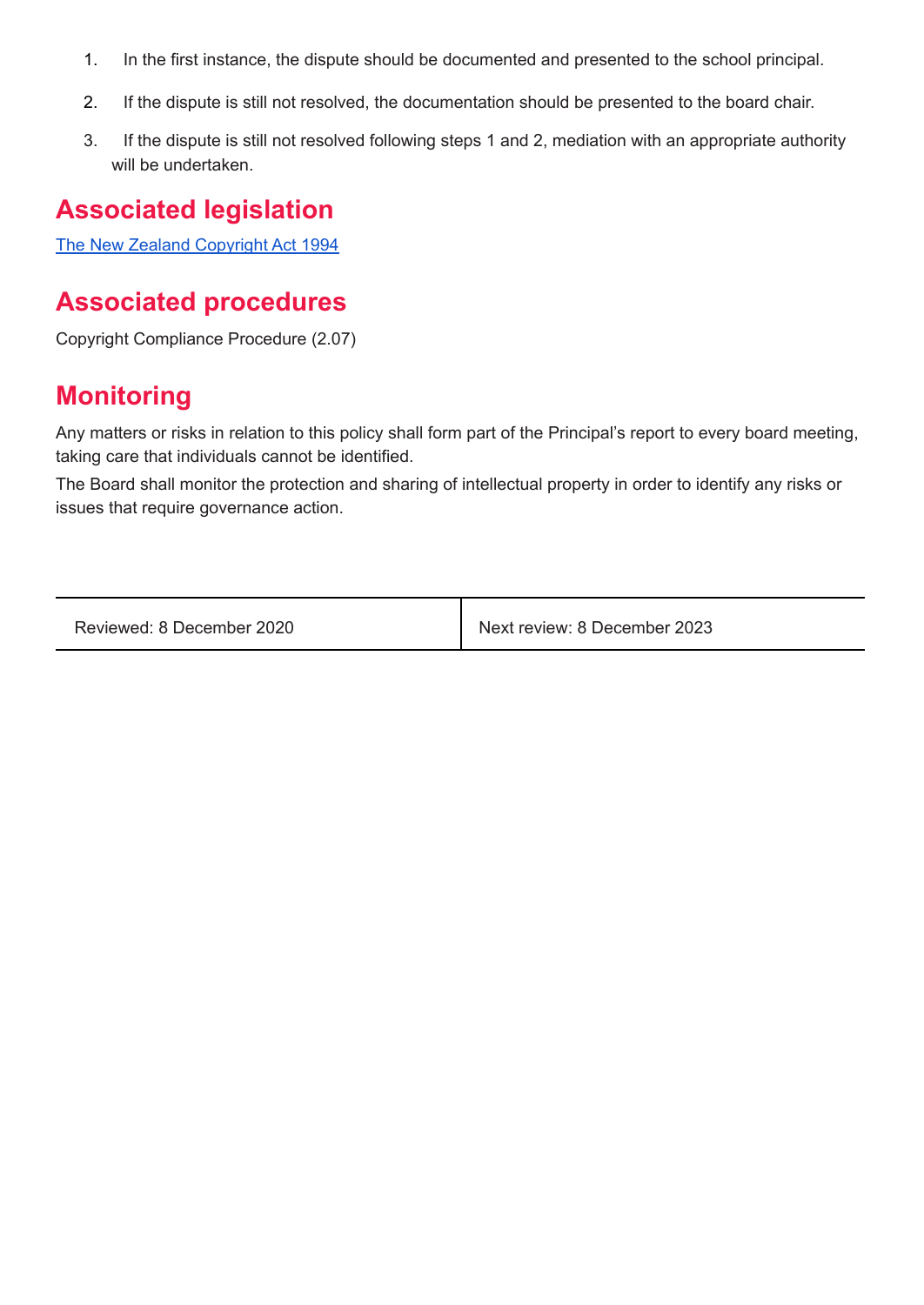1. In the first instance, the dispute should be documented and presented to the school principal.
2. If the dispute is still not resolved, the documentation should be presented to the board chair.
3. If the dispute is still not resolved following steps 1 and 2, mediation with an appropriate authority will be undertaken.

## Associated legislation

[The New Zealand Copyright Act 1994]()

## Associated procedures

Copyright Compliance Procedure (2.07)

## Monitoring

Any matters or risks in relation to this policy shall form part of the Principal's report to every board meeting, taking care that individuals cannot be identified.

The Board shall monitor the protection and sharing of intellectual property in order to identify any risks or issues that require governance action.

| | |
|---|---|
| Reviewed: 8 December 2020 | Next review: 8 December 2023 |